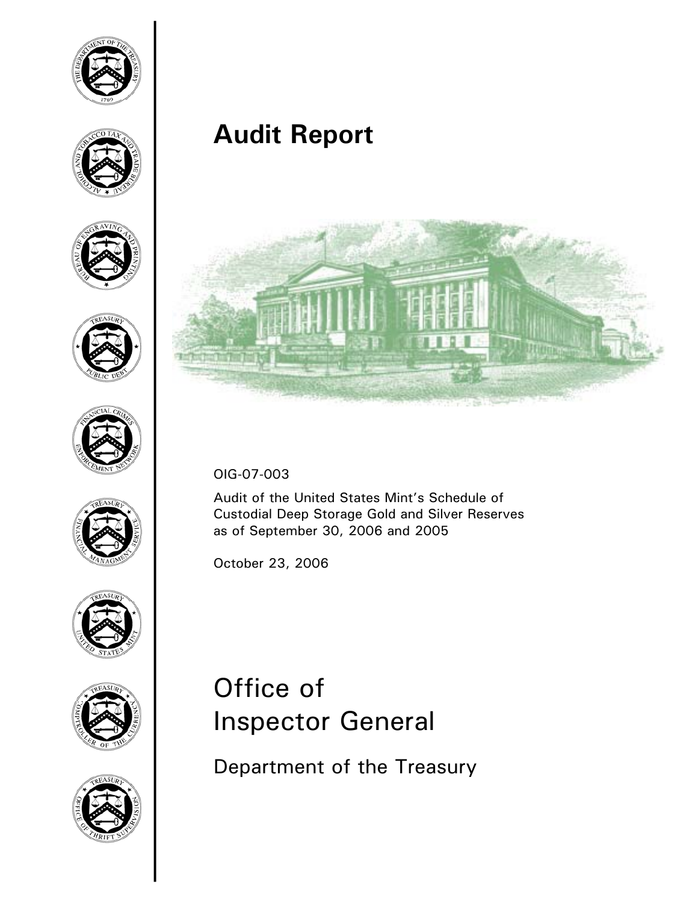# Audit Report

OIG-07-003

Audit of the United States Mint's Schedule of Custodial Deep Storage Gold and Silver Reserves as of September 30, 2006 and 2005

October 23, 2006

# Office of Inspector General

## Department of the Treasury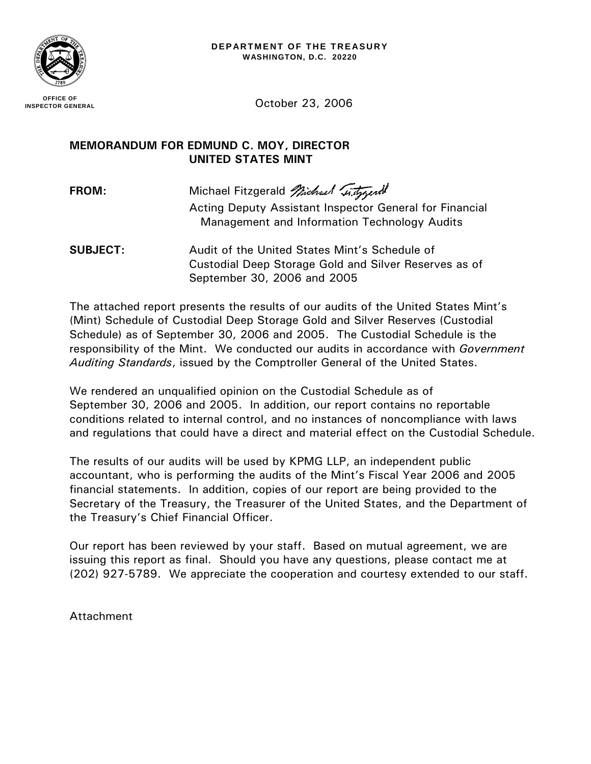**DEPARTMENT OF THE TREASURY**
**WASHINGTON, D.C. 20220**

**OFFICE OF INSPECTOR GENERAL**

October 23, 2006

**MEMORANDUM FOR EDMUND C. MOY, DIRECTOR UNITED STATES MINT**

**FROM:** Michael Fitzgerald
Acting Deputy Assistant Inspector General for Financial Management and Information Technology Audits

**SUBJECT:** Audit of the United States Mint's Schedule of Custodial Deep Storage Gold and Silver Reserves as of September 30, 2006 and 2005

The attached report presents the results of our audits of the United States Mint's (Mint) Schedule of Custodial Deep Storage Gold and Silver Reserves (Custodial Schedule) as of September 30, 2006 and 2005. The Custodial Schedule is the responsibility of the Mint. We conducted our audits in accordance with *Government Auditing Standards*, issued by the Comptroller General of the United States.

We rendered an unqualified opinion on the Custodial Schedule as of September 30, 2006 and 2005. In addition, our report contains no reportable conditions related to internal control, and no instances of noncompliance with laws and regulations that could have a direct and material effect on the Custodial Schedule.

The results of our audits will be used by KPMG LLP, an independent public accountant, who is performing the audits of the Mint's Fiscal Year 2006 and 2005 financial statements. In addition, copies of our report are being provided to the Secretary of the Treasury, the Treasurer of the United States, and the Department of the Treasury's Chief Financial Officer.

Our report has been reviewed by your staff. Based on mutual agreement, we are issuing this report as final. Should you have any questions, please contact me at (202) 927-5789. We appreciate the cooperation and courtesy extended to our staff.

Attachment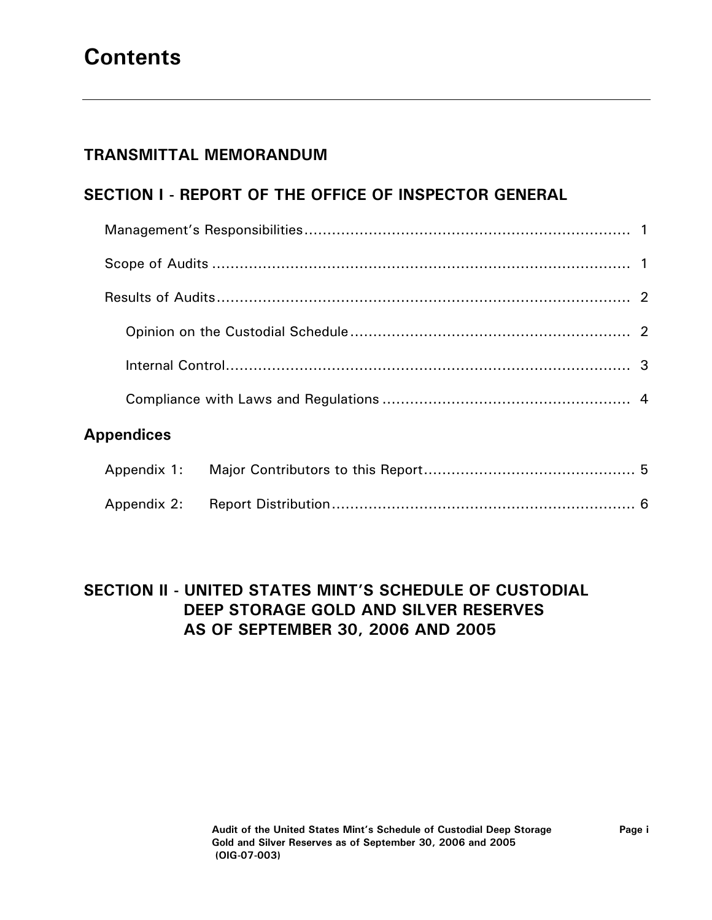# Contents

## TRANSMITTAL MEMORANDUM

## SECTION I - REPORT OF THE OFFICE OF INSPECTOR GENERAL

Management's Responsibilities .......................................................... 1

Scope of Audits .......................................................................... 1

Results of Audits ......................................................................... 2

- Opinion on the Custodial Schedule ................................................ 2
- Internal Control ...................................................................... 3
- Compliance with Laws and Regulations ......................................... 4

## Appendices

Appendix 1: Major Contributors to this Report ....................................... 5

Appendix 2: Report Distribution .......................................................... 6

## SECTION II - UNITED STATES MINT'S SCHEDULE OF CUSTODIAL DEEP STORAGE GOLD AND SILVER RESERVES AS OF SEPTEMBER 30, 2006 AND 2005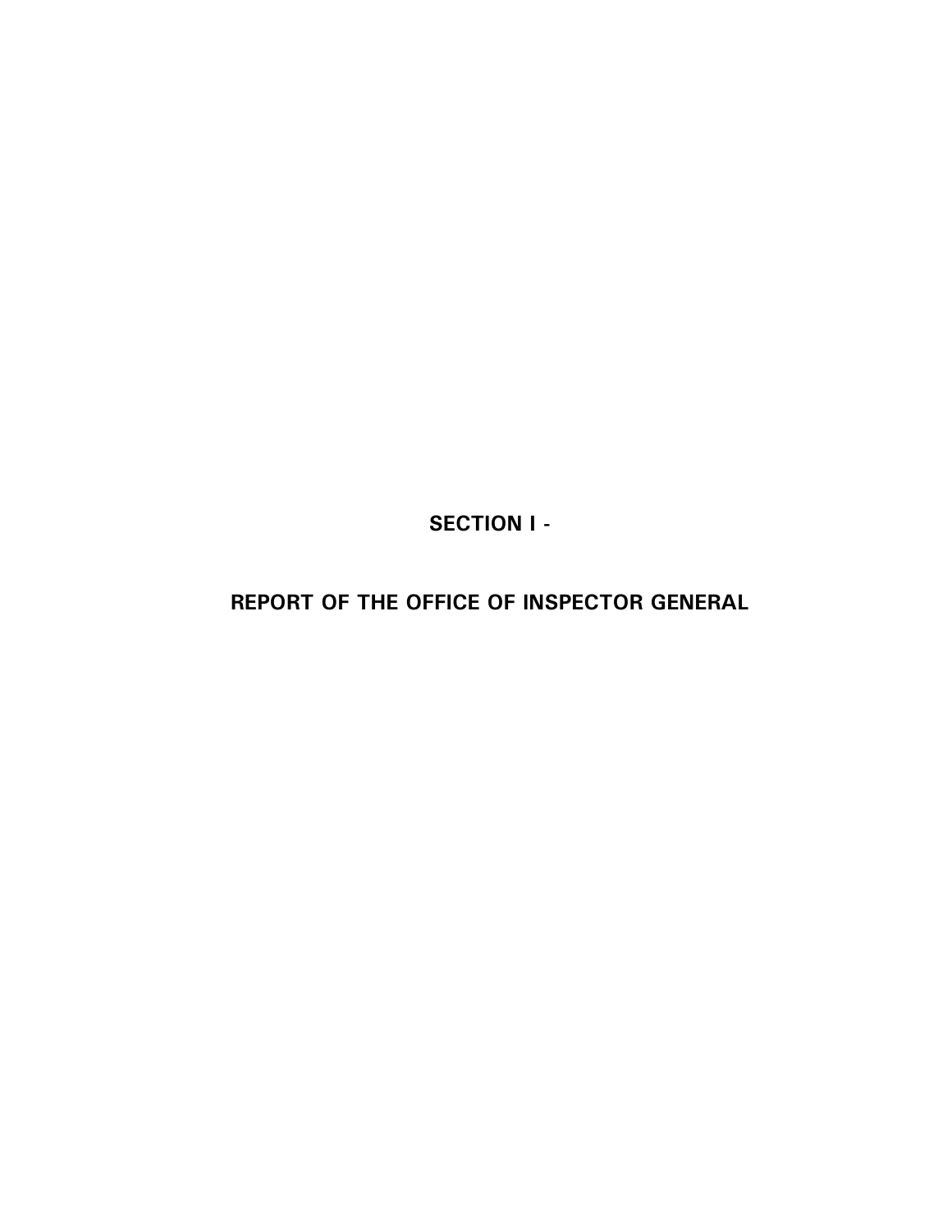# SECTION I -

# REPORT OF THE OFFICE OF INSPECTOR GENERAL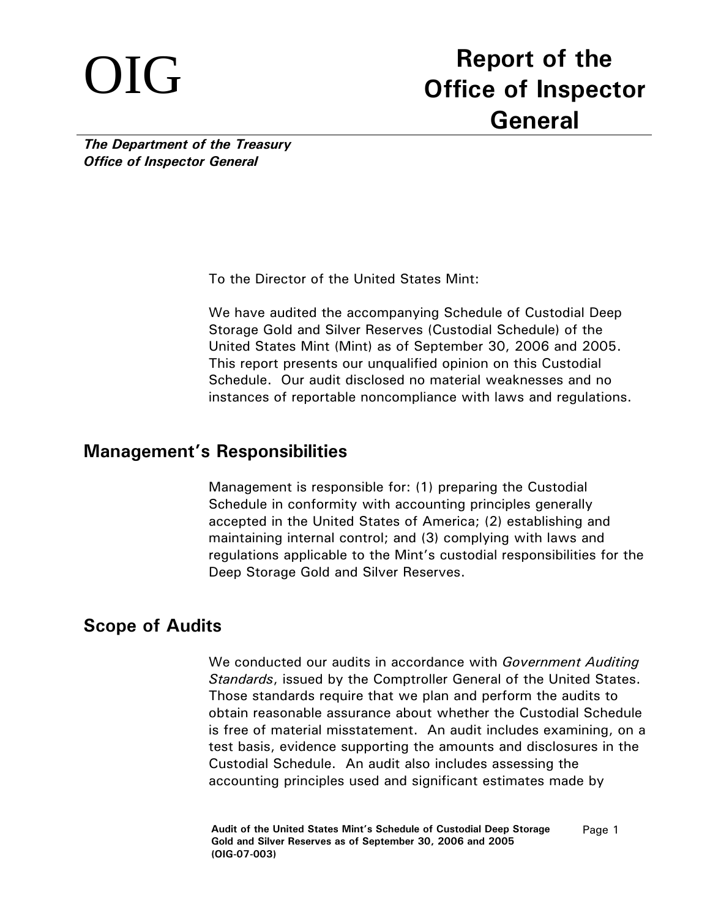# OIG

# Report of the Office of Inspector General

***The Department of the Treasury***
***Office of Inspector General***

To the Director of the United States Mint:

We have audited the accompanying Schedule of Custodial Deep Storage Gold and Silver Reserves (Custodial Schedule) of the United States Mint (Mint) as of September 30, 2006 and 2005. This report presents our unqualified opinion on this Custodial Schedule. Our audit disclosed no material weaknesses and no instances of reportable noncompliance with laws and regulations.

## Management's Responsibilities

Management is responsible for: (1) preparing the Custodial Schedule in conformity with accounting principles generally accepted in the United States of America; (2) establishing and maintaining internal control; and (3) complying with laws and regulations applicable to the Mint's custodial responsibilities for the Deep Storage Gold and Silver Reserves.

## Scope of Audits

We conducted our audits in accordance with *Government Auditing Standards*, issued by the Comptroller General of the United States. Those standards require that we plan and perform the audits to obtain reasonable assurance about whether the Custodial Schedule is free of material misstatement. An audit includes examining, on a test basis, evidence supporting the amounts and disclosures in the Custodial Schedule. An audit also includes assessing the accounting principles used and significant estimates made by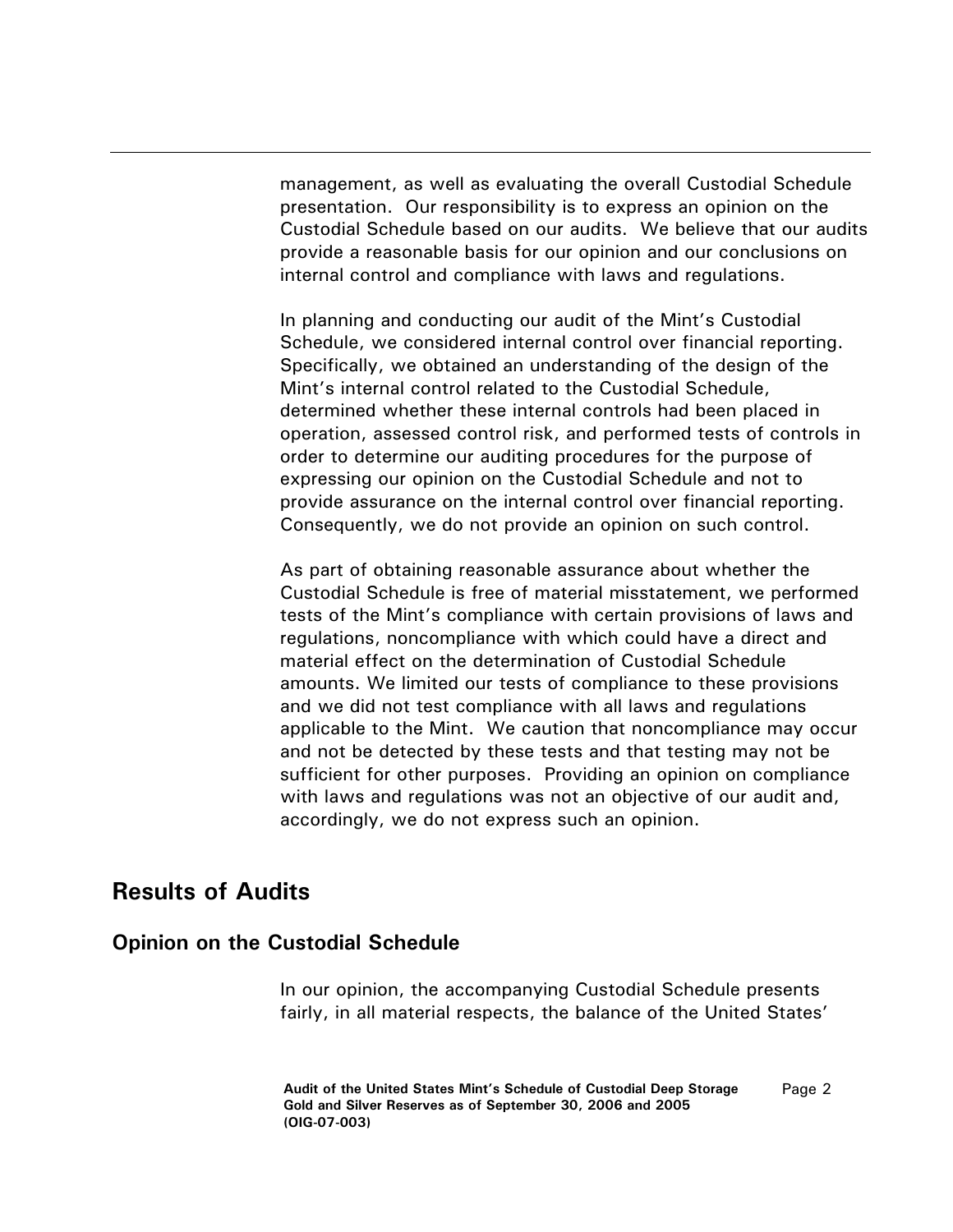management, as well as evaluating the overall Custodial Schedule presentation. Our responsibility is to express an opinion on the Custodial Schedule based on our audits. We believe that our audits provide a reasonable basis for our opinion and our conclusions on internal control and compliance with laws and regulations.

In planning and conducting our audit of the Mint's Custodial Schedule, we considered internal control over financial reporting. Specifically, we obtained an understanding of the design of the Mint's internal control related to the Custodial Schedule, determined whether these internal controls had been placed in operation, assessed control risk, and performed tests of controls in order to determine our auditing procedures for the purpose of expressing our opinion on the Custodial Schedule and not to provide assurance on the internal control over financial reporting. Consequently, we do not provide an opinion on such control.

As part of obtaining reasonable assurance about whether the Custodial Schedule is free of material misstatement, we performed tests of the Mint's compliance with certain provisions of laws and regulations, noncompliance with which could have a direct and material effect on the determination of Custodial Schedule amounts. We limited our tests of compliance to these provisions and we did not test compliance with all laws and regulations applicable to the Mint. We caution that noncompliance may occur and not be detected by these tests and that testing may not be sufficient for other purposes. Providing an opinion on compliance with laws and regulations was not an objective of our audit and, accordingly, we do not express such an opinion.

## Results of Audits

### Opinion on the Custodial Schedule

In our opinion, the accompanying Custodial Schedule presents fairly, in all material respects, the balance of the United States'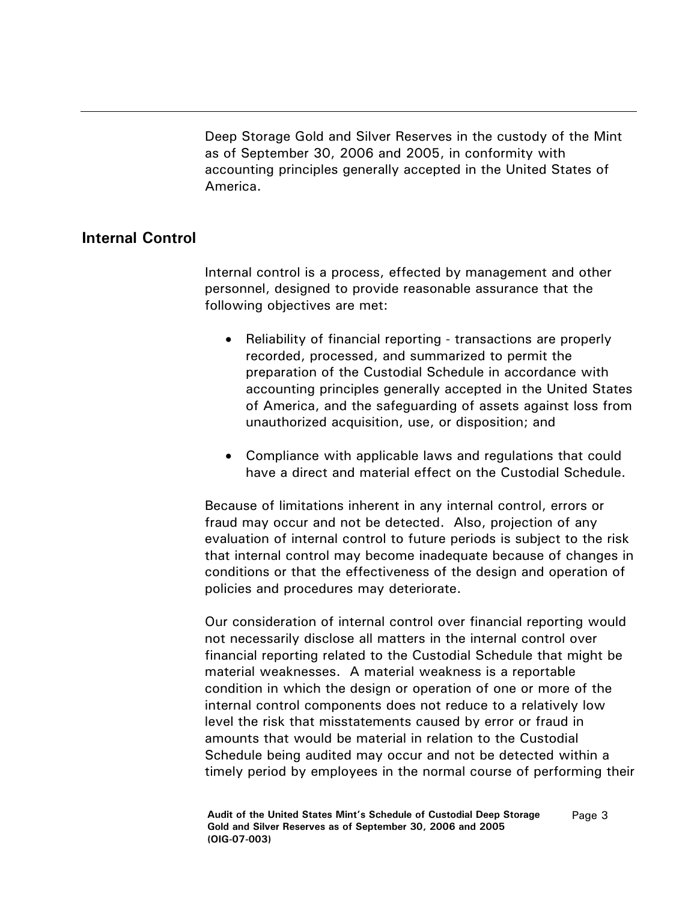Deep Storage Gold and Silver Reserves in the custody of the Mint as of September 30, 2006 and 2005, in conformity with accounting principles generally accepted in the United States of America.

## Internal Control

Internal control is a process, effected by management and other personnel, designed to provide reasonable assurance that the following objectives are met:

- Reliability of financial reporting - transactions are properly recorded, processed, and summarized to permit the preparation of the Custodial Schedule in accordance with accounting principles generally accepted in the United States of America, and the safeguarding of assets against loss from unauthorized acquisition, use, or disposition; and
- Compliance with applicable laws and regulations that could have a direct and material effect on the Custodial Schedule.

Because of limitations inherent in any internal control, errors or fraud may occur and not be detected. Also, projection of any evaluation of internal control to future periods is subject to the risk that internal control may become inadequate because of changes in conditions or that the effectiveness of the design and operation of policies and procedures may deteriorate.

Our consideration of internal control over financial reporting would not necessarily disclose all matters in the internal control over financial reporting related to the Custodial Schedule that might be material weaknesses. A material weakness is a reportable condition in which the design or operation of one or more of the internal control components does not reduce to a relatively low level the risk that misstatements caused by error or fraud in amounts that would be material in relation to the Custodial Schedule being audited may occur and not be detected within a timely period by employees in the normal course of performing their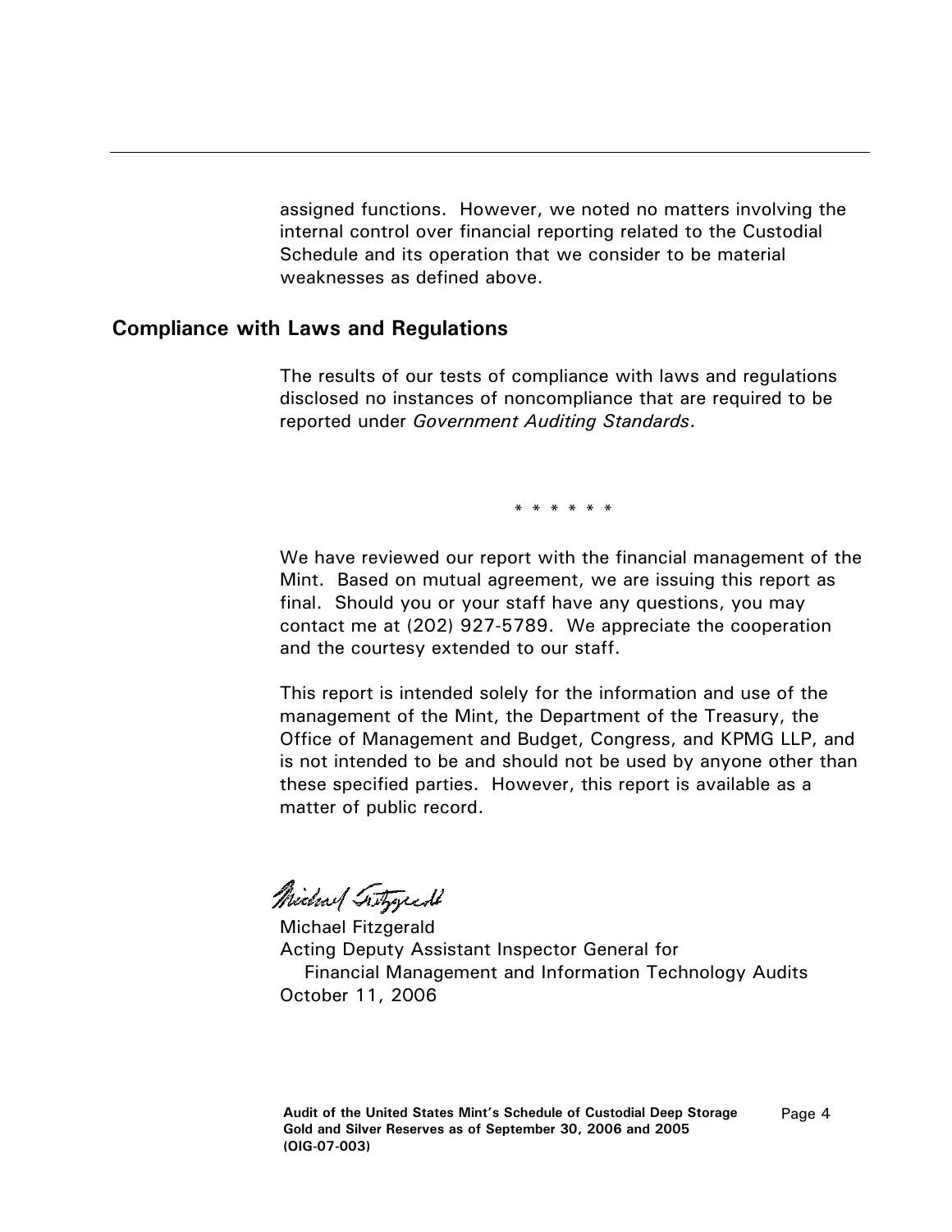assigned functions. However, we noted no matters involving the internal control over financial reporting related to the Custodial Schedule and its operation that we consider to be material weaknesses as defined above.

## Compliance with Laws and Regulations

The results of our tests of compliance with laws and regulations disclosed no instances of noncompliance that are required to be reported under *Government Auditing Standards*.

\* \* \* \* \* \*

We have reviewed our report with the financial management of the Mint. Based on mutual agreement, we are issuing this report as final. Should you or your staff have any questions, you may contact me at (202) 927-5789. We appreciate the cooperation and the courtesy extended to our staff.

This report is intended solely for the information and use of the management of the Mint, the Department of the Treasury, the Office of Management and Budget, Congress, and KPMG LLP, and is not intended to be and should not be used by anyone other than these specified parties. However, this report is available as a matter of public record.

Michael Fitzgerald
Acting Deputy Assistant Inspector General for
Financial Management and Information Technology Audits
October 11, 2006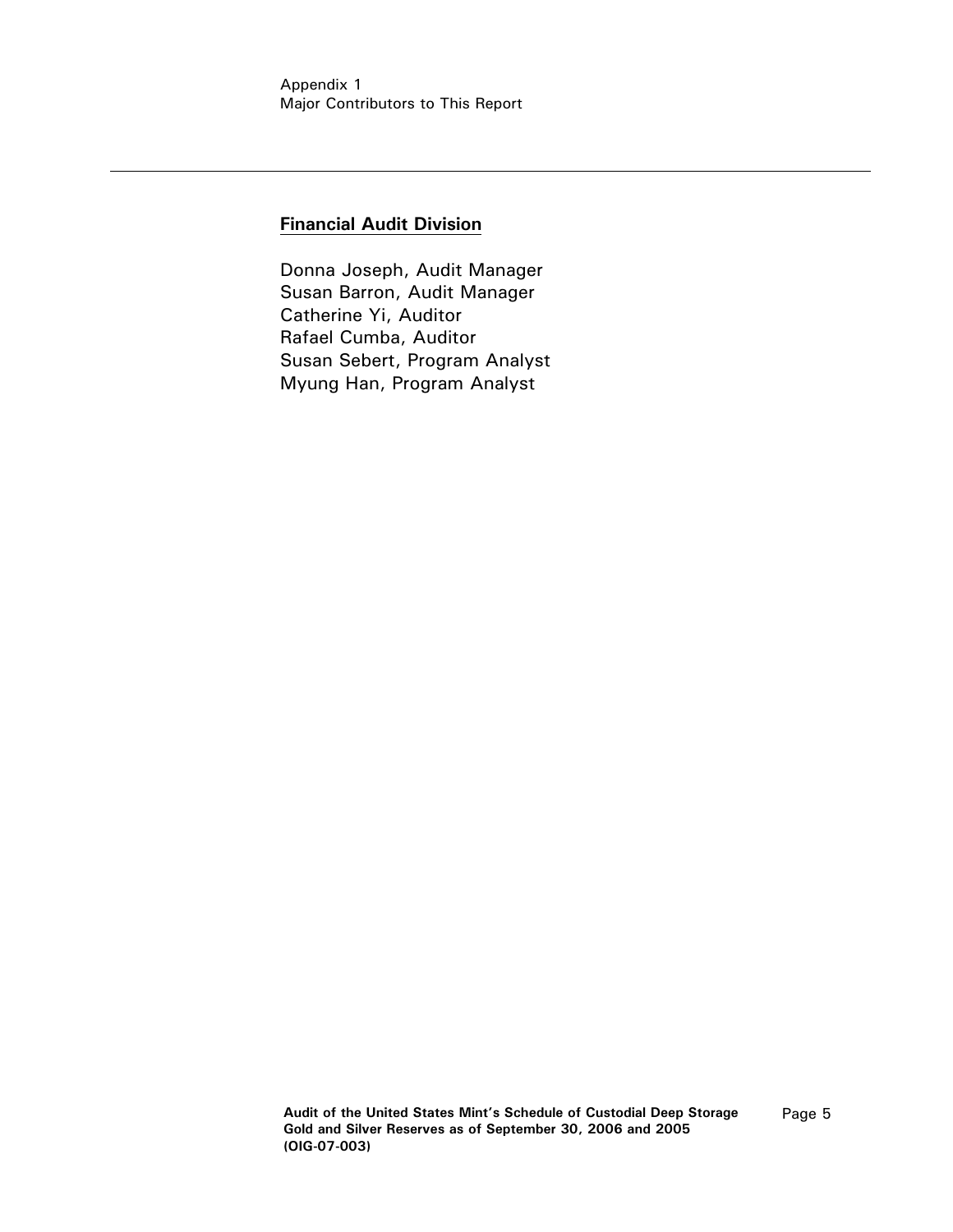Appendix 1
Major Contributors to This Report

## Financial Audit Division

Donna Joseph, Audit Manager
Susan Barron, Audit Manager
Catherine Yi, Auditor
Rafael Cumba, Auditor
Susan Sebert, Program Analyst
Myung Han, Program Analyst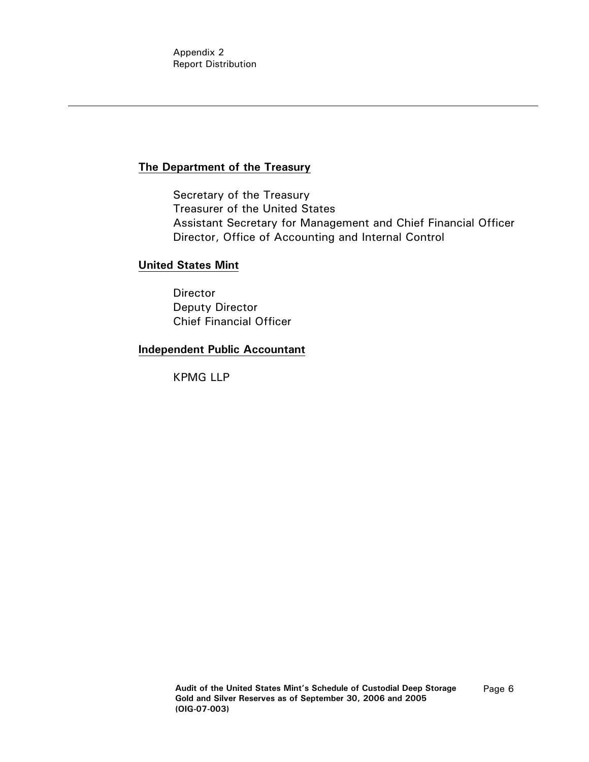Appendix 2
Report Distribution

**The Department of the Treasury**

Secretary of the Treasury
Treasurer of the United States
Assistant Secretary for Management and Chief Financial Officer
Director, Office of Accounting and Internal Control

**United States Mint**

Director
Deputy Director
Chief Financial Officer

**Independent Public Accountant**

KPMG LLP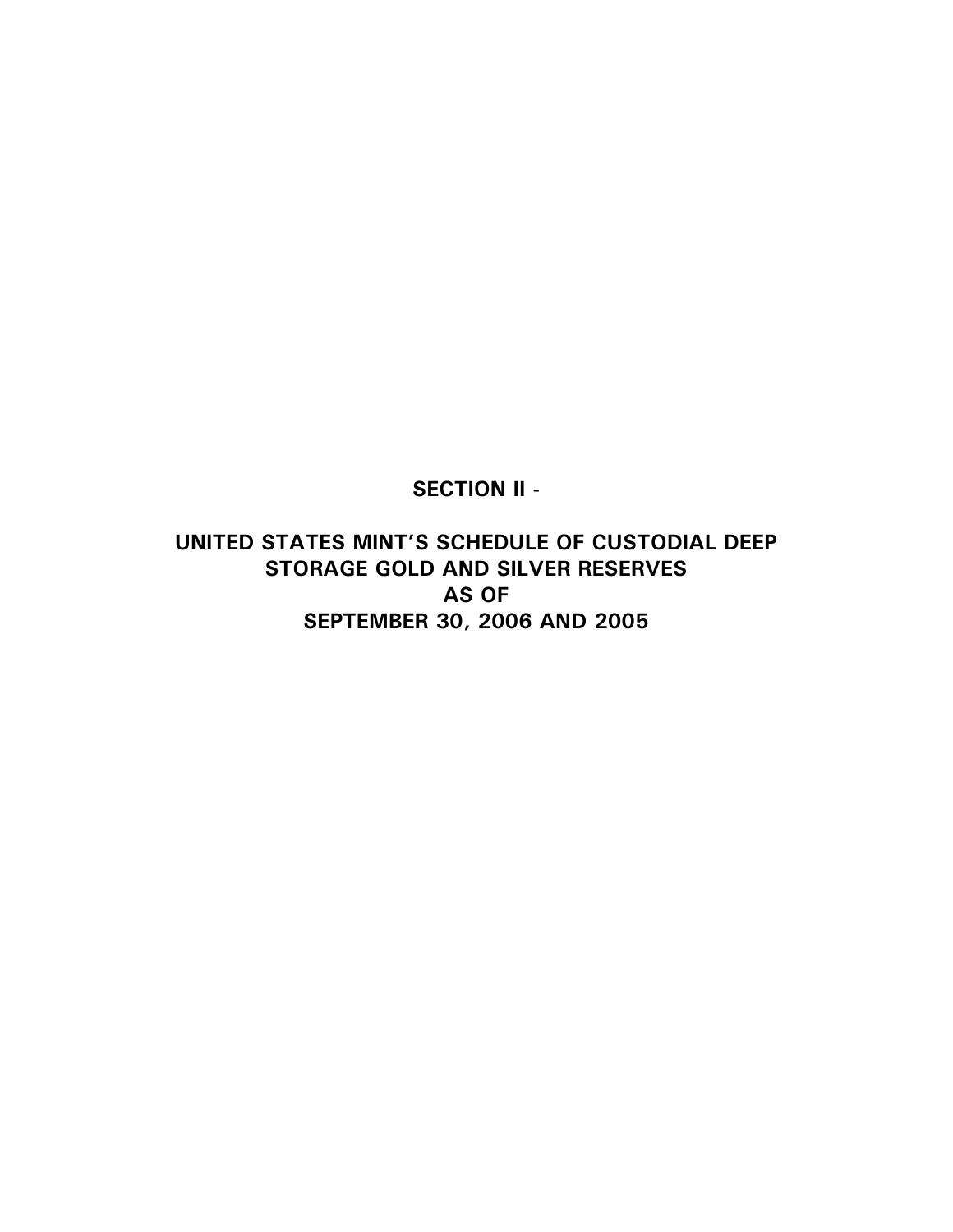# SECTION II -

# UNITED STATES MINT'S SCHEDULE OF CUSTODIAL DEEP STORAGE GOLD AND SILVER RESERVES AS OF SEPTEMBER 30, 2006 AND 2005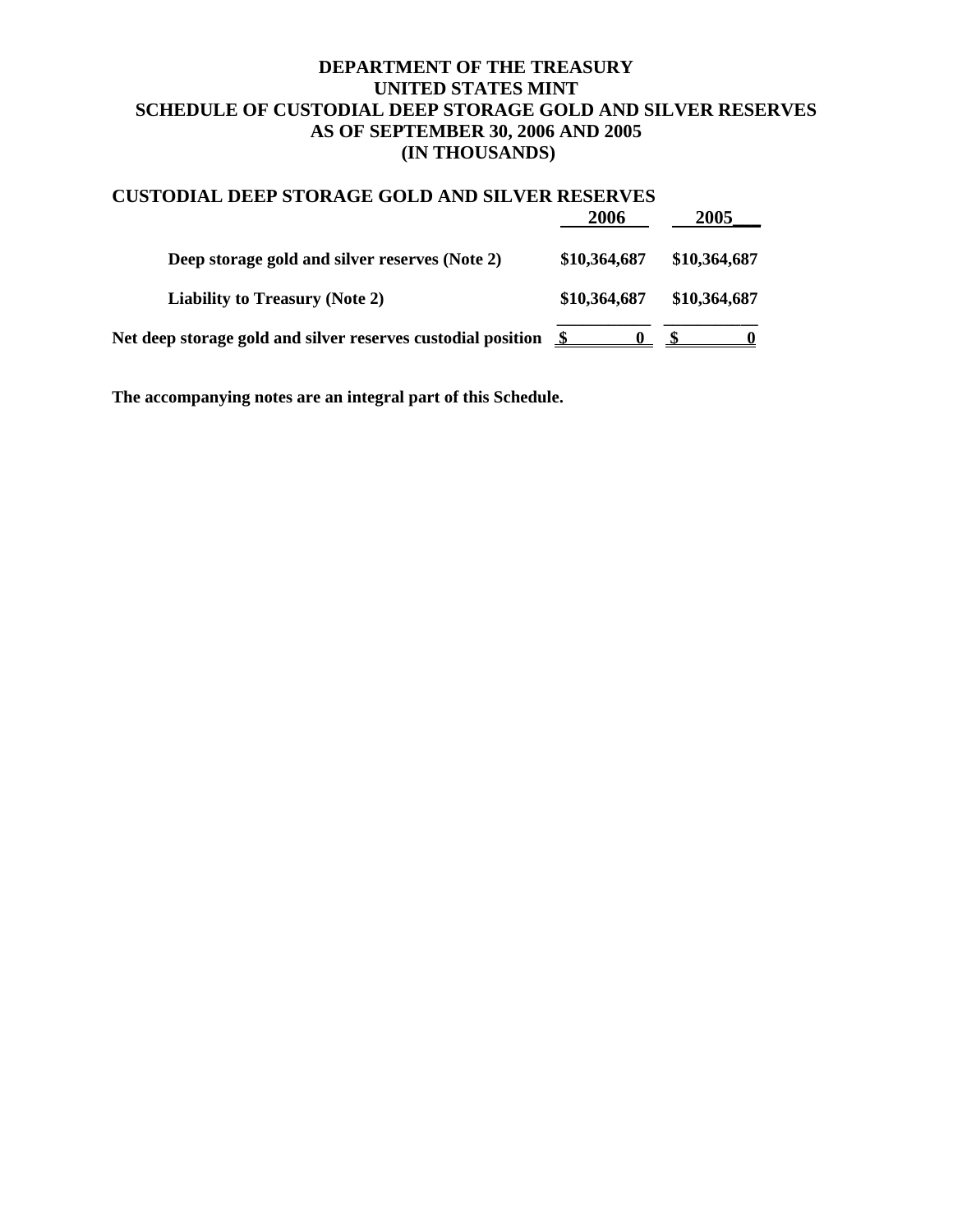# DEPARTMENT OF THE TREASURY
# UNITED STATES MINT
# SCHEDULE OF CUSTODIAL DEEP STORAGE GOLD AND SILVER RESERVES
# AS OF SEPTEMBER 30, 2006 AND 2005
# (IN THOUSANDS)

## CUSTODIAL DEEP STORAGE GOLD AND SILVER RESERVES

| | 2006 | 2005 |
|---|---|---|
| **Deep storage gold and silver reserves (Note 2)** | **\$10,364,687** | **\$10,364,687** |
| **Liability to Treasury (Note 2)** | **\$10,364,687** | **\$10,364,687** |
| **Net deep storage gold and silver reserves custodial position** | **\$ 0** | **\$ 0** |

**The accompanying notes are an integral part of this Schedule.**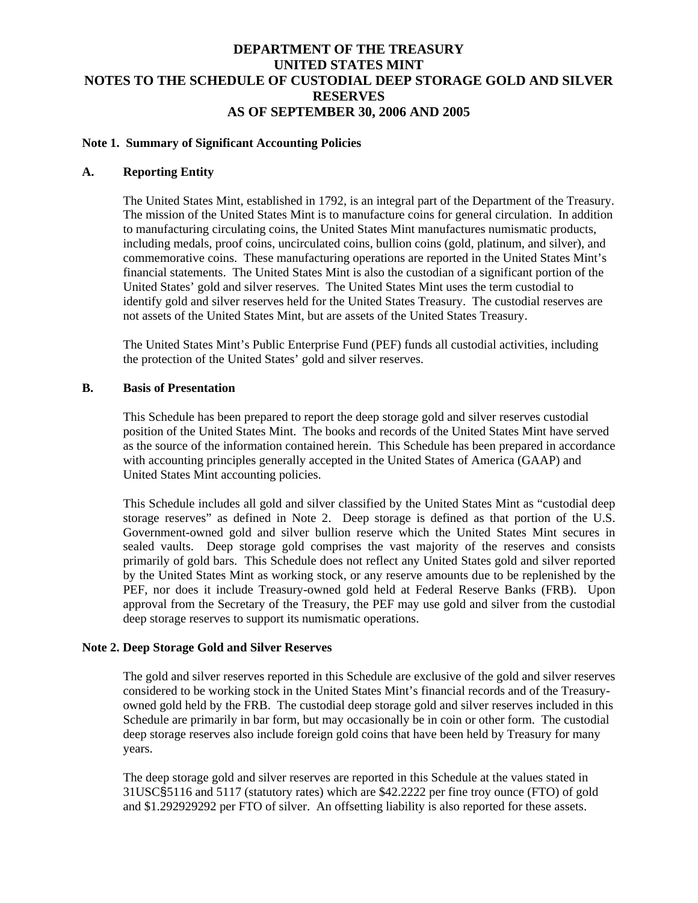# DEPARTMENT OF THE TREASURY
# UNITED STATES MINT
# NOTES TO THE SCHEDULE OF CUSTODIAL DEEP STORAGE GOLD AND SILVER RESERVES
# AS OF SEPTEMBER 30, 2006 AND 2005

## Note 1. Summary of Significant Accounting Policies

### A. Reporting Entity

The United States Mint, established in 1792, is an integral part of the Department of the Treasury. The mission of the United States Mint is to manufacture coins for general circulation. In addition to manufacturing circulating coins, the United States Mint manufactures numismatic products, including medals, proof coins, uncirculated coins, bullion coins (gold, platinum, and silver), and commemorative coins. These manufacturing operations are reported in the United States Mint's financial statements. The United States Mint is also the custodian of a significant portion of the United States' gold and silver reserves. The United States Mint uses the term custodial to identify gold and silver reserves held for the United States Treasury. The custodial reserves are not assets of the United States Mint, but are assets of the United States Treasury.

The United States Mint's Public Enterprise Fund (PEF) funds all custodial activities, including the protection of the United States' gold and silver reserves.

### B. Basis of Presentation

This Schedule has been prepared to report the deep storage gold and silver reserves custodial position of the United States Mint. The books and records of the United States Mint have served as the source of the information contained herein. This Schedule has been prepared in accordance with accounting principles generally accepted in the United States of America (GAAP) and United States Mint accounting policies.

This Schedule includes all gold and silver classified by the United States Mint as "custodial deep storage reserves" as defined in Note 2. Deep storage is defined as that portion of the U.S. Government-owned gold and silver bullion reserve which the United States Mint secures in sealed vaults. Deep storage gold comprises the vast majority of the reserves and consists primarily of gold bars. This Schedule does not reflect any United States gold and silver reported by the United States Mint as working stock, or any reserve amounts due to be replenished by the PEF, nor does it include Treasury-owned gold held at Federal Reserve Banks (FRB). Upon approval from the Secretary of the Treasury, the PEF may use gold and silver from the custodial deep storage reserves to support its numismatic operations.

## Note 2. Deep Storage Gold and Silver Reserves

The gold and silver reserves reported in this Schedule are exclusive of the gold and silver reserves considered to be working stock in the United States Mint's financial records and of the Treasury-owned gold held by the FRB. The custodial deep storage gold and silver reserves included in this Schedule are primarily in bar form, but may occasionally be in coin or other form. The custodial deep storage reserves also include foreign gold coins that have been held by Treasury for many years.

The deep storage gold and silver reserves are reported in this Schedule at the values stated in 31USC§5116 and 5117 (statutory rates) which are $42.2222 per fine troy ounce (FTO) of gold and $1.292929292 per FTO of silver. An offsetting liability is also reported for these assets.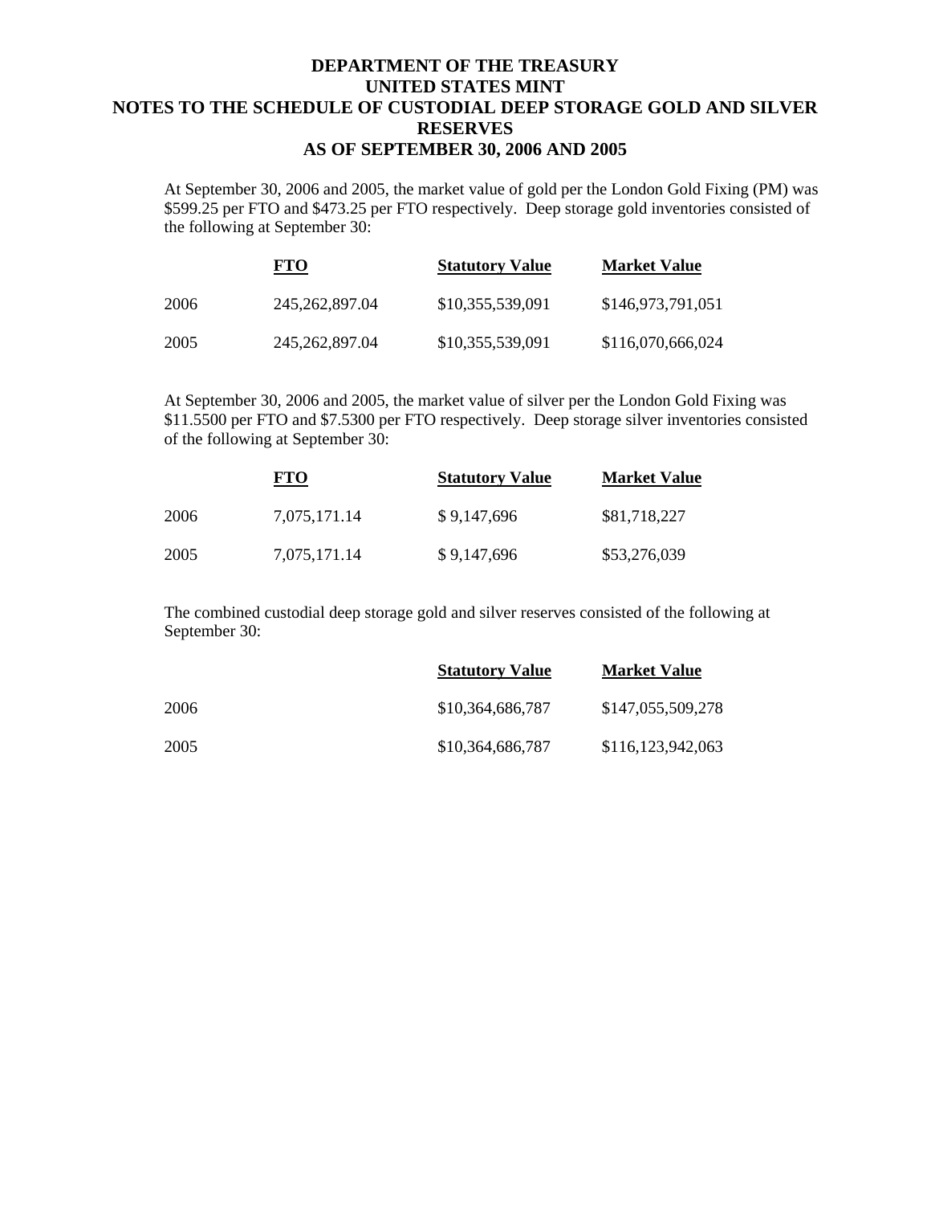# DEPARTMENT OF THE TREASURY
# UNITED STATES MINT
# NOTES TO THE SCHEDULE OF CUSTODIAL DEEP STORAGE GOLD AND SILVER RESERVES
# AS OF SEPTEMBER 30, 2006 AND 2005

At September 30, 2006 and 2005, the market value of gold per the London Gold Fixing (PM) was $599.25 per FTO and $473.25 per FTO respectively. Deep storage gold inventories consisted of the following at September 30:

| | FTO | Statutory Value | Market Value |
|---|---|---|---|
| 2006 | 245,262,897.04 | $10,355,539,091 | $146,973,791,051 |
| 2005 | 245,262,897.04 | $10,355,539,091 | $116,070,666,024 |

At September 30, 2006 and 2005, the market value of silver per the London Gold Fixing was $11.5500 per FTO and $7.5300 per FTO respectively. Deep storage silver inventories consisted of the following at September 30:

| | FTO | Statutory Value | Market Value |
|---|---|---|---|
| 2006 | 7,075,171.14 | $ 9,147,696 | $81,718,227 |
| 2005 | 7,075,171.14 | $ 9,147,696 | $53,276,039 |

The combined custodial deep storage gold and silver reserves consisted of the following at September 30:

| | Statutory Value | Market Value |
|---|---|---|
| 2006 | $10,364,686,787 | $147,055,509,278 |
| 2005 | $10,364,686,787 | $116,123,942,063 |